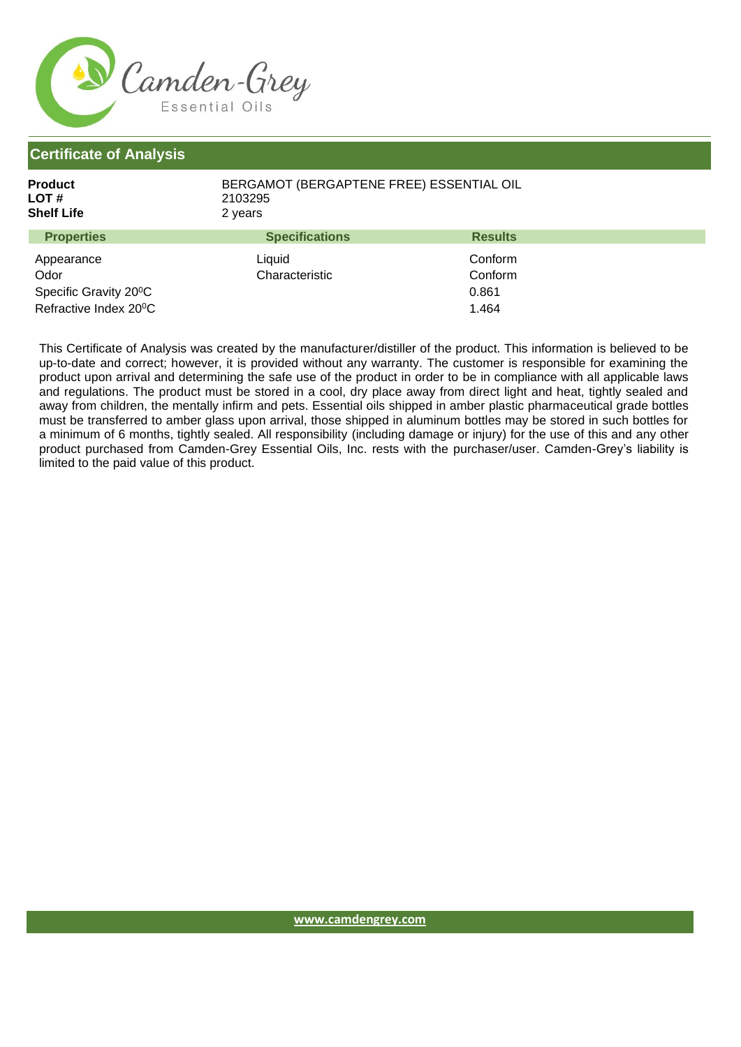Camden-Grey
Essential Oils

## Certificate of Analysis

**Product** BERGAMOT (BERGAPTENE FREE) ESSENTIAL OIL
**LOT #** 2103295
**Shelf Life** 2 years

| Properties | Specifications | Results |
|---|---|---|
| Appearance | Liquid | Conform |
| Odor | Characteristic | Conform |
| Specific Gravity 20⁰C | | 0.861 |
| Refractive Index 20⁰C | | 1.464 |

This Certificate of Analysis was created by the manufacturer/distiller of the product. This information is believed to be up-to-date and correct; however, it is provided without any warranty. The customer is responsible for examining the product upon arrival and determining the safe use of the product in order to be in compliance with all applicable laws and regulations. The product must be stored in a cool, dry place away from direct light and heat, tightly sealed and away from children, the mentally infirm and pets. Essential oils shipped in amber plastic pharmaceutical grade bottles must be transferred to amber glass upon arrival, those shipped in aluminum bottles may be stored in such bottles for a minimum of 6 months, tightly sealed. All responsibility (including damage or injury) for the use of this and any other product purchased from Camden-Grey Essential Oils, Inc. rests with the purchaser/user. Camden-Grey's liability is limited to the paid value of this product.

www.camdengrey.com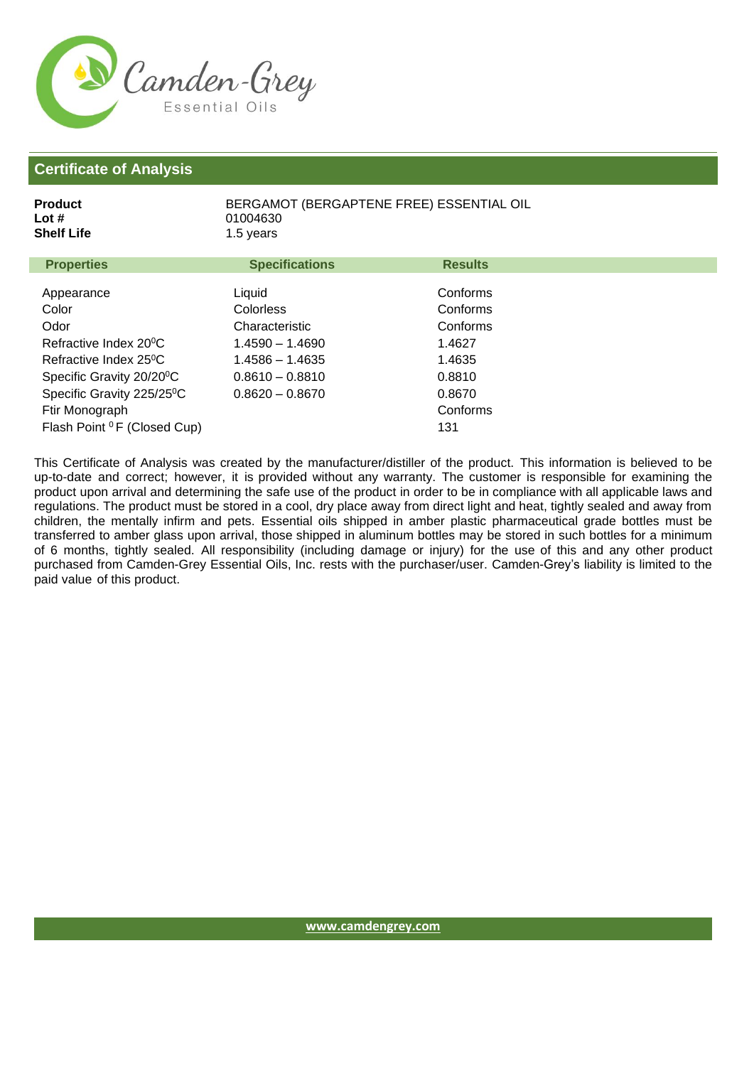Camden-Grey
Essential Oils

## Certificate of Analysis

**Product** BERGAMOT (BERGAPTENE FREE) ESSENTIAL OIL
**Lot #** 01004630
**Shelf Life** 1.5 years

| Properties | Specifications | Results |
|---|---|---|
| Appearance | Liquid | Conforms |
| Color | Colorless | Conforms |
| Odor | Characteristic | Conforms |
| Refractive Index 20⁰C | 1.4590 – 1.4690 | 1.4627 |
| Refractive Index 25⁰C | 1.4586 – 1.4635 | 1.4635 |
| Specific Gravity 20/20⁰C | 0.8610 – 0.8810 | 0.8810 |
| Specific Gravity 225/25⁰C | 0.8620 – 0.8670 | 0.8670 |
| Ftir Monograph | | Conforms |
| Flash Point ⁰F (Closed Cup) | | 131 |

This Certificate of Analysis was created by the manufacturer/distiller of the product. This information is believed to be up-to-date and correct; however, it is provided without any warranty. The customer is responsible for examining the product upon arrival and determining the safe use of the product in order to be in compliance with all applicable laws and regulations. The product must be stored in a cool, dry place away from direct light and heat, tightly sealed and away from children, the mentally infirm and pets. Essential oils shipped in amber plastic pharmaceutical grade bottles must be transferred to amber glass upon arrival, those shipped in aluminum bottles may be stored in such bottles for a minimum of 6 months, tightly sealed. All responsibility (including damage or injury) for the use of this and any other product purchased from Camden-Grey Essential Oils, Inc. rests with the purchaser/user. Camden-Grey's liability is limited to the paid value of this product.

www.camdengrey.com